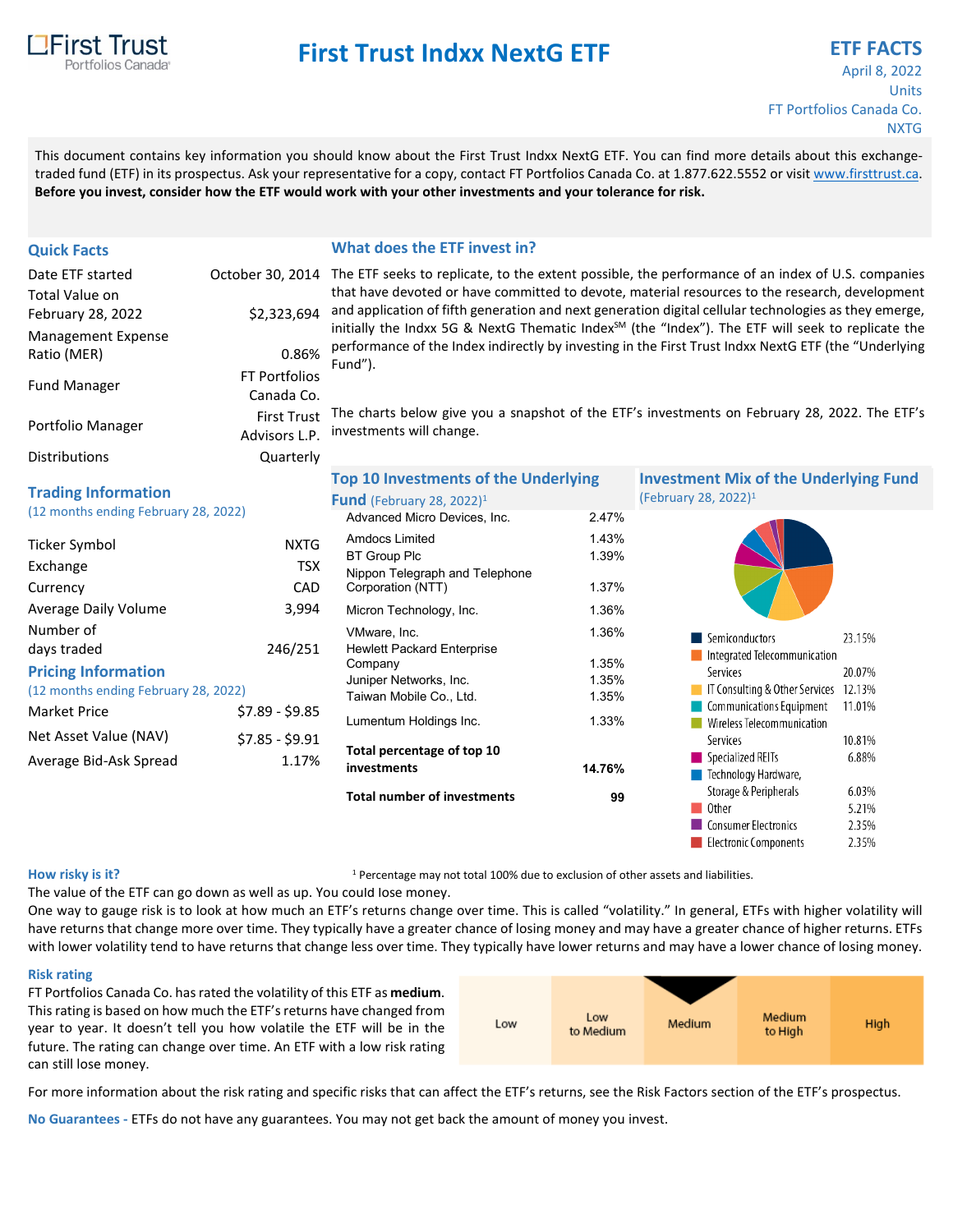First Trust Portfolios Canada

# First Trust Indxx NextG ETF

**ETF FACTS**
April 8, 2022
Units
FT Portfolios Canada Co.
NXTG

This document contains key information you should know about the First Trust Indxx NextG ETF. You can find more details about this exchange-traded fund (ETF) in its prospectus. Ask your representative for a copy, contact FT Portfolios Canada Co. at 1.877.622.5552 or visit www.firsttrust.ca.
**Before you invest, consider how the ETF would work with your other investments and your tolerance for risk.**

## Quick Facts

| | |
|---|---|
| Date ETF started | October 30, 2014 |
| Total Value on February 28, 2022 | $2,323,694 |
| Management Expense Ratio (MER) | 0.86% |
| Fund Manager | FT Portfolios Canada Co. |
| Portfolio Manager | First Trust Advisors L.P. |
| Distributions | Quarterly |

## Trading Information

(12 months ending February 28, 2022)

| | |
|---|---|
| Ticker Symbol | NXTG |
| Exchange | TSX |
| Currency | CAD |
| Average Daily Volume | 3,994 |
| Number of days traded | 246/251 |

## Pricing Information

(12 months ending February 28, 2022)

| | |
|---|---|
| Market Price | $7.89 - $9.85 |
| Net Asset Value (NAV) | $7.85 - $9.91 |
| Average Bid-Ask Spread | 1.17% |

## What does the ETF invest in?

The ETF seeks to replicate, to the extent possible, the performance of an index of U.S. companies that have devoted or have committed to devote, material resources to the research, development and application of fifth generation and next generation digital cellular technologies as they emerge, initially the Indxx 5G & NextG Thematic Index[SM] (the "Index"). The ETF will seek to replicate the performance of the Index indirectly by investing in the First Trust Indxx NextG ETF (the "Underlying Fund").

The charts below give you a snapshot of the ETF's investments on February 28, 2022. The ETF's investments will change.

### Top 10 Investments of the Underlying Fund (February 28, 2022)[1]

| | |
|---|---|
| Advanced Micro Devices, Inc. | 2.47% |
| Amdocs Limited | 1.43% |
| BT Group Plc | 1.39% |
| Nippon Telegraph and Telephone Corporation (NTT) | 1.37% |
| Micron Technology, Inc. | 1.36% |
| VMware, Inc. | 1.36% |
| Hewlett Packard Enterprise Company | 1.35% |
| Juniper Networks, Inc. | 1.35% |
| Taiwan Mobile Co., Ltd. | 1.35% |
| Lumentum Holdings Inc. | 1.33% |
| **Total percentage of top 10 investments** | **14.76%** |
| **Total number of investments** | **99** |

### Investment Mix of the Underlying Fund (February 28, 2022)[1]

| | |
|---|---|
| Semiconductors | 23.15% |
| Integrated Telecommunication Services | 20.07% |
| IT Consulting & Other Services | 12.13% |
| Communications Equipment | 11.01% |
| Wireless Telecommunication Services | 10.81% |
| Specialized REITs | 6.88% |
| Technology Hardware, Storage & Peripherals | 6.03% |
| Other | 5.21% |
| Consumer Electronics | 2.35% |
| Electronic Components | 2.35% |

[1] Percentage may not total 100% due to exclusion of other assets and liabilities.

## How risky is it?

The value of the ETF can go down as well as up. You could lose money.

One way to gauge risk is to look at how much an ETF's returns change over time. This is called "volatility." In general, ETFs with higher volatility will have returns that change more over time. They typically have a greater chance of losing money and may have a greater chance of higher returns. ETFs with lower volatility tend to have returns that change less over time. They typically have lower returns and may have a lower chance of losing money.

### Risk rating

FT Portfolios Canada Co. has rated the volatility of this ETF as **medium**.

This rating is based on how much the ETF's returns have changed from year to year. It doesn't tell you how volatile the ETF will be in the future. The rating can change over time. An ETF with a low risk rating can still lose money.

| Low | Low to Medium | **Medium** ▼ | Medium to High | High |
|---|---|---|---|---|

For more information about the risk rating and specific risks that can affect the ETF's returns, see the Risk Factors section of the ETF's prospectus.

**No Guarantees -** ETFs do not have any guarantees. You may not get back the amount of money you invest.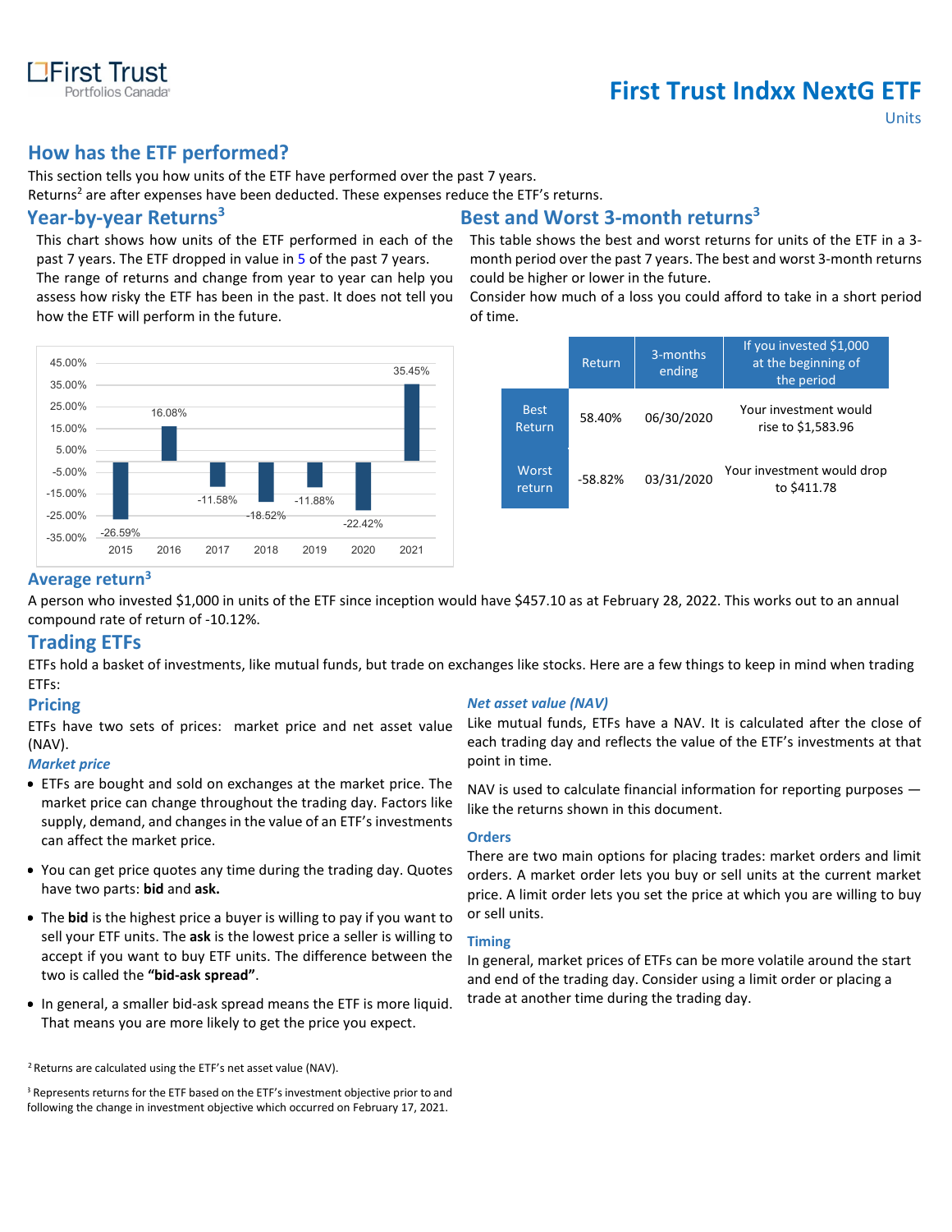# First Trust Indxx NextG ETF

Units

## How has the ETF performed?

This section tells you how units of the ETF have performed over the past 7 years.
Returns[2] are after expenses have been deducted. These expenses reduce the ETF's returns.

### Year-by-year Returns[3]

This chart shows how units of the ETF performed in each of the past 7 years. The ETF dropped in value in 5 of the past 7 years. The range of returns and change from year to year can help you assess how risky the ETF has been in the past. It does not tell you how the ETF will perform in the future.

| Year | Return |
|---|---|
| 2015 | -26.59% |
| 2016 | 16.08% |
| 2017 | -11.58% |
| 2018 | -18.52% |
| 2019 | -11.88% |
| 2020 | -22.42% |
| 2021 | 35.45% |

### Best and Worst 3-month returns[3]

This table shows the best and worst returns for units of the ETF in a 3-month period over the past 7 years. The best and worst 3-month returns could be higher or lower in the future. Consider how much of a loss you could afford to take in a short period of time.

| | Return | 3-months ending | If you invested $1,000 at the beginning of the period |
|---|---|---|---|
| Best Return | 58.40% | 06/30/2020 | Your investment would rise to $1,583.96 |
| Worst return | -58.82% | 03/31/2020 | Your investment would drop to $411.78 |

### Average return[3]

A person who invested $1,000 in units of the ETF since inception would have $457.10 as at February 28, 2022. This works out to an annual compound rate of return of -10.12%.

## Trading ETFs

ETFs hold a basket of investments, like mutual funds, but trade on exchanges like stocks. Here are a few things to keep in mind when trading ETFs:

### Pricing

ETFs have two sets of prices: market price and net asset value (NAV).

***Market price***

- ETFs are bought and sold on exchanges at the market price. The market price can change throughout the trading day. Factors like supply, demand, and changes in the value of an ETF's investments can affect the market price.
- You can get price quotes any time during the trading day. Quotes have two parts: **bid** and **ask.**
- The **bid** is the highest price a buyer is willing to pay if you want to sell your ETF units. The **ask** is the lowest price a seller is willing to accept if you want to buy ETF units. The difference between the two is called the **"bid-ask spread"**.
- In general, a smaller bid-ask spread means the ETF is more liquid. That means you are more likely to get the price you expect.

***Net asset value (NAV)***

Like mutual funds, ETFs have a NAV. It is calculated after the close of each trading day and reflects the value of the ETF's investments at that point in time.

NAV is used to calculate financial information for reporting purposes — like the returns shown in this document.

### Orders

There are two main options for placing trades: market orders and limit orders. A market order lets you buy or sell units at the current market price. A limit order lets you set the price at which you are willing to buy or sell units.

### Timing

In general, market prices of ETFs can be more volatile around the start and end of the trading day. Consider using a limit order or placing a trade at another time during the trading day.

[2] Returns are calculated using the ETF's net asset value (NAV).

[3] Represents returns for the ETF based on the ETF's investment objective prior to and following the change in investment objective which occurred on February 17, 2021.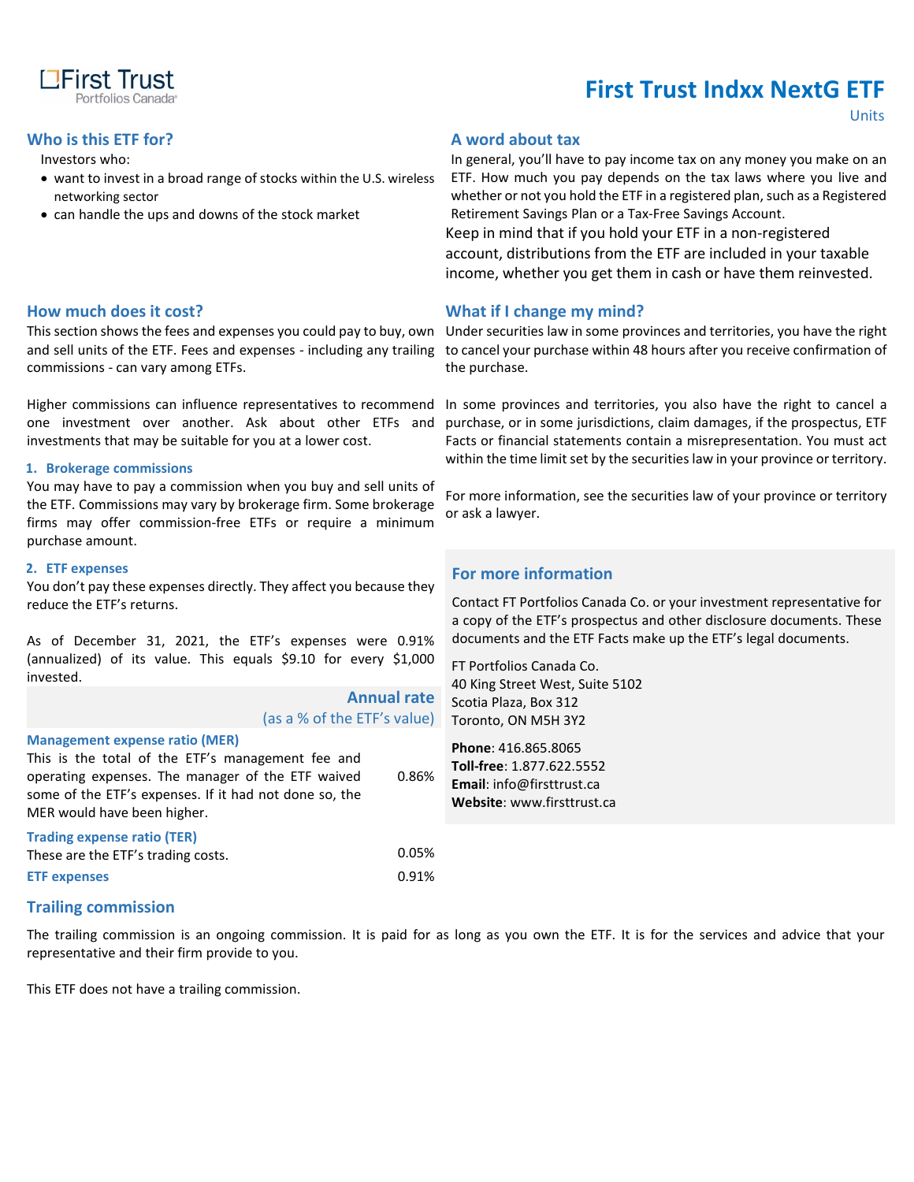First Trust Portfolios Canada

# First Trust Indxx NextG ETF

Units

## Who is this ETF for?

Investors who:

- want to invest in a broad range of stocks within the U.S. wireless networking sector
- can handle the ups and downs of the stock market

## How much does it cost?

This section shows the fees and expenses you could pay to buy, own and sell units of the ETF. Fees and expenses - including any trailing commissions - can vary among ETFs.

Higher commissions can influence representatives to recommend one investment over another. Ask about other ETFs and investments that may be suitable for you at a lower cost.

### 1. Brokerage commissions

You may have to pay a commission when you buy and sell units of the ETF. Commissions may vary by brokerage firm. Some brokerage firms may offer commission-free ETFs or require a minimum purchase amount.

### 2. ETF expenses

You don't pay these expenses directly. They affect you because they reduce the ETF's returns.

As of December 31, 2021, the ETF's expenses were 0.91% (annualized) of its value. This equals $9.10 for every $1,000 invested.

| | Annual rate (as a % of the ETF's value) |
|---|---|
| **Management expense ratio (MER)** This is the total of the ETF's management fee and operating expenses. The manager of the ETF waived some of the ETF's expenses. If it had not done so, the MER would have been higher. | 0.86% |
| **Trading expense ratio (TER)** These are the ETF's trading costs. | 0.05% |
| **ETF expenses** | 0.91% |

## Trailing commission

The trailing commission is an ongoing commission. It is paid for as long as you own the ETF. It is for the services and advice that your representative and their firm provide to you.

This ETF does not have a trailing commission.

## A word about tax

In general, you'll have to pay income tax on any money you make on an ETF. How much you pay depends on the tax laws where you live and whether or not you hold the ETF in a registered plan, such as a Registered Retirement Savings Plan or a Tax-Free Savings Account.

Keep in mind that if you hold your ETF in a non-registered account, distributions from the ETF are included in your taxable income, whether you get them in cash or have them reinvested.

## What if I change my mind?

Under securities law in some provinces and territories, you have the right to cancel your purchase within 48 hours after you receive confirmation of the purchase.

In some provinces and territories, you also have the right to cancel a purchase, or in some jurisdictions, claim damages, if the prospectus, ETF Facts or financial statements contain a misrepresentation. You must act within the time limit set by the securities law in your province or territory.

For more information, see the securities law of your province or territory or ask a lawyer.

## For more information

Contact FT Portfolios Canada Co. or your investment representative for a copy of the ETF's prospectus and other disclosure documents. These documents and the ETF Facts make up the ETF's legal documents.

FT Portfolios Canada Co.
40 King Street West, Suite 5102
Scotia Plaza, Box 312
Toronto, ON M5H 3Y2

**Phone**: 416.865.8065
**Toll-free**: 1.877.622.5552
**Email**: info@firsttrust.ca
**Website**: www.firsttrust.ca